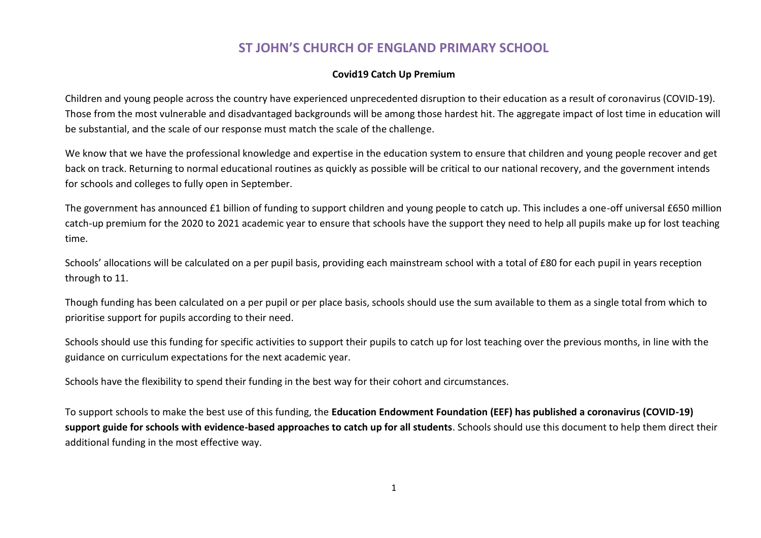# ST JOHN'S CHURCH OF ENGLAND PRIMARY SCHOOL

**Covid19 Catch Up Premium**

Children and young people across the country have experienced unprecedented disruption to their education as a result of coronavirus (COVID-19). Those from the most vulnerable and disadvantaged backgrounds will be among those hardest hit. The aggregate impact of lost time in education will be substantial, and the scale of our response must match the scale of the challenge.

We know that we have the professional knowledge and expertise in the education system to ensure that children and young people recover and get back on track. Returning to normal educational routines as quickly as possible will be critical to our national recovery, and the government intends for schools and colleges to fully open in September.

The government has announced £1 billion of funding to support children and young people to catch up. This includes a one-off universal £650 million catch-up premium for the 2020 to 2021 academic year to ensure that schools have the support they need to help all pupils make up for lost teaching time.

Schools' allocations will be calculated on a per pupil basis, providing each mainstream school with a total of £80 for each pupil in years reception through to 11.

Though funding has been calculated on a per pupil or per place basis, schools should use the sum available to them as a single total from which to prioritise support for pupils according to their need.

Schools should use this funding for specific activities to support their pupils to catch up for lost teaching over the previous months, in line with the guidance on curriculum expectations for the next academic year.

Schools have the flexibility to spend their funding in the best way for their cohort and circumstances.

To support schools to make the best use of this funding, the **Education Endowment Foundation (EEF) has published a coronavirus (COVID-19) support guide for schools with evidence-based approaches to catch up for all students**. Schools should use this document to help them direct their additional funding in the most effective way.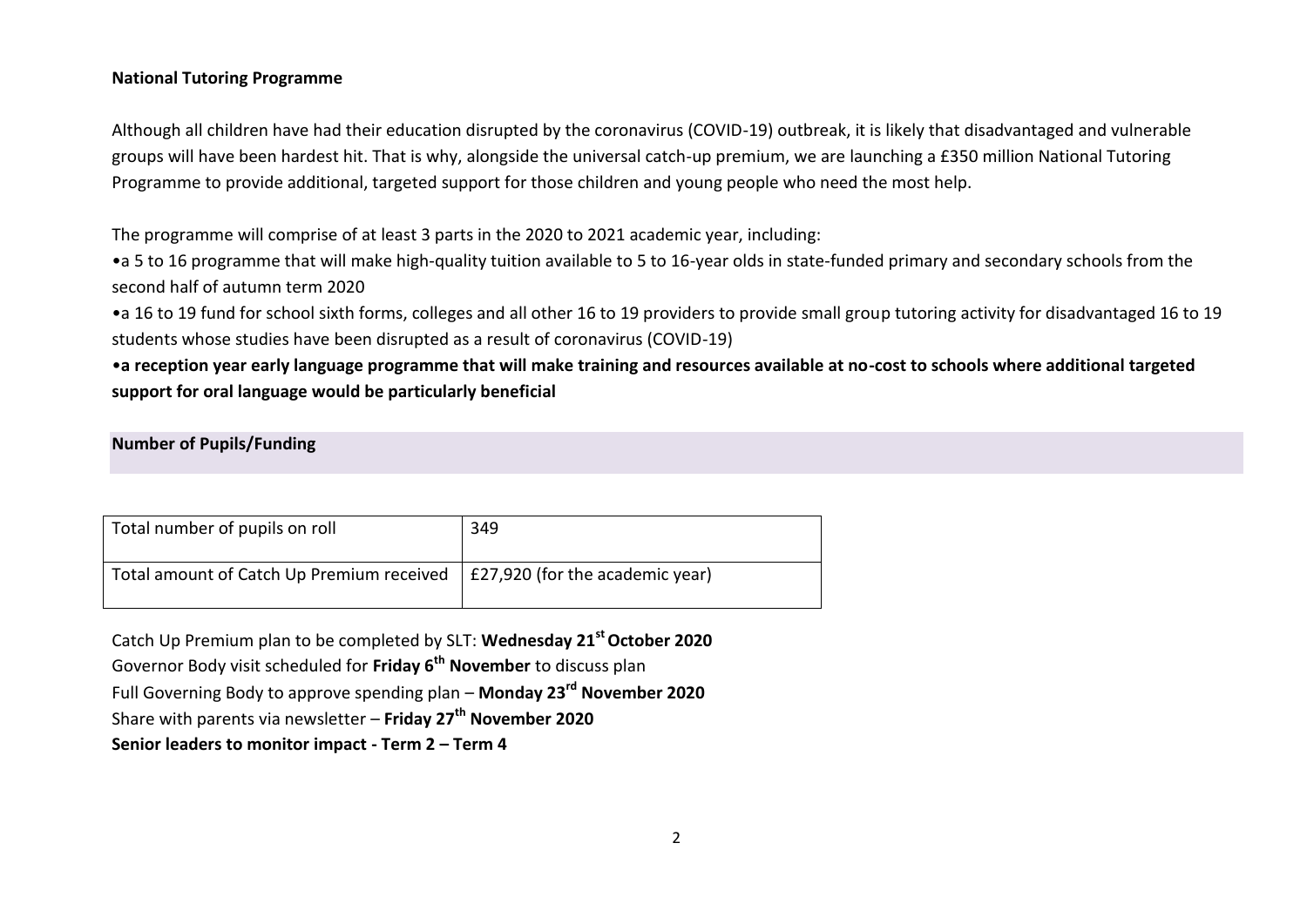## National Tutoring Programme

Although all children have had their education disrupted by the coronavirus (COVID-19) outbreak, it is likely that disadvantaged and vulnerable groups will have been hardest hit. That is why, alongside the universal catch-up premium, we are launching a £350 million National Tutoring Programme to provide additional, targeted support for those children and young people who need the most help.

The programme will comprise of at least 3 parts in the 2020 to 2021 academic year, including:

- a 5 to 16 programme that will make high-quality tuition available to 5 to 16-year olds in state-funded primary and secondary schools from the second half of autumn term 2020
- a 16 to 19 fund for school sixth forms, colleges and all other 16 to 19 providers to provide small group tutoring activity for disadvantaged 16 to 19 students whose studies have been disrupted as a result of coronavirus (COVID-19)
- **a reception year early language programme that will make training and resources available at no-cost to schools where additional targeted support for oral language would be particularly beneficial**

## Number of Pupils/Funding

| Total number of pupils on roll | 349 |
|---|---|
| Total amount of Catch Up Premium received | £27,920 (for the academic year) |

Catch Up Premium plan to be completed by SLT: **Wednesday 21st October 2020**
Governor Body visit scheduled for **Friday 6th November** to discuss plan
Full Governing Body to approve spending plan – **Monday 23rd November 2020**
Share with parents via newsletter – **Friday 27th November 2020**
**Senior leaders to monitor impact - Term 2 – Term 4**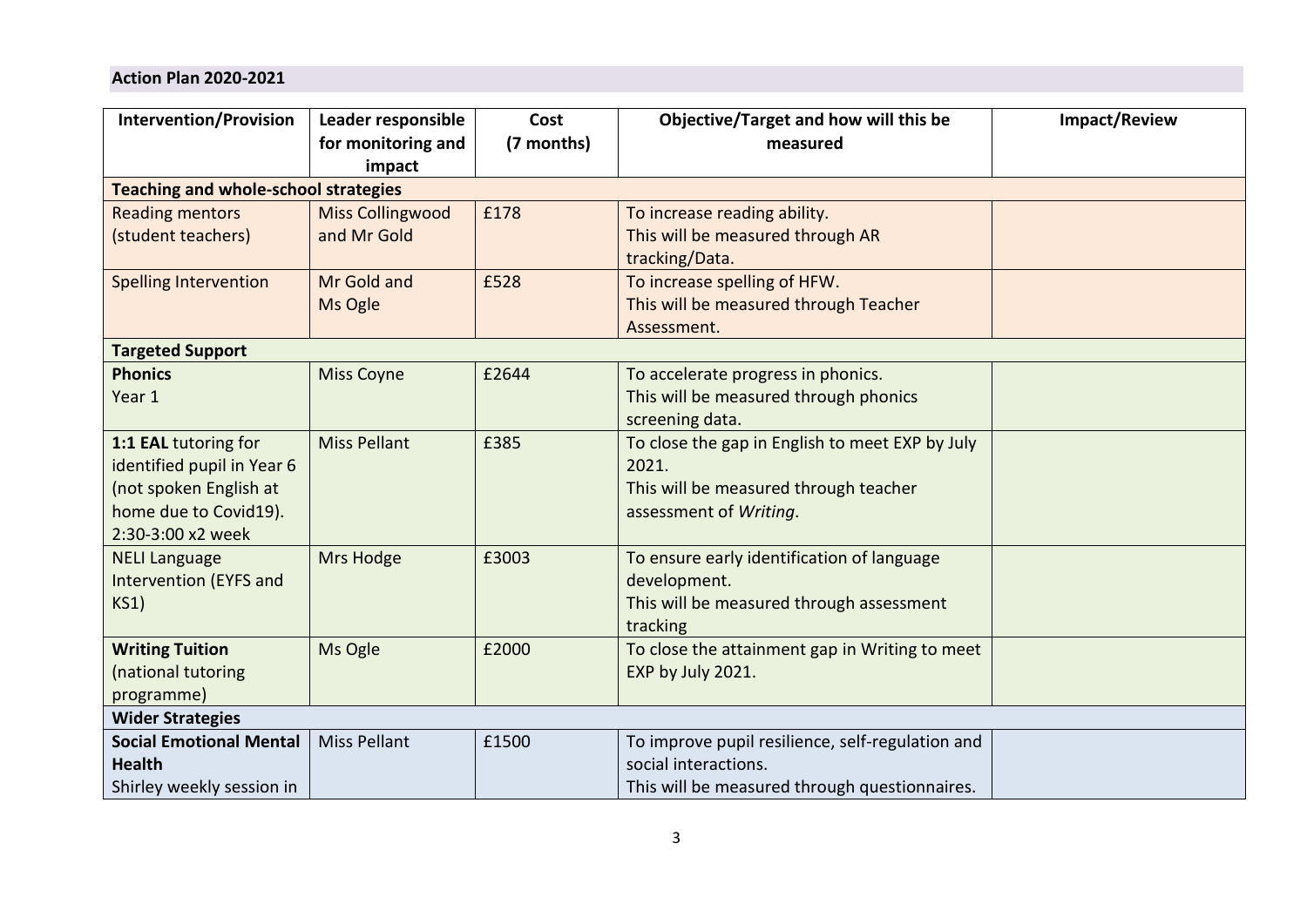**Action Plan 2020-2021**

| Intervention/Provision | Leader responsible for monitoring and impact | Cost (7 months) | Objective/Target and how will this be measured | Impact/Review |
|---|---|---|---|---|
| **Teaching and whole-school strategies** | | | | |
| Reading mentors (student teachers) | Miss Collingwood and Mr Gold | £178 | To increase reading ability. This will be measured through AR tracking/Data. | |
| Spelling Intervention | Mr Gold and Ms Ogle | £528 | To increase spelling of HFW. This will be measured through Teacher Assessment. | |
| **Targeted Support** | | | | |
| **Phonics** Year 1 | Miss Coyne | £2644 | To accelerate progress in phonics. This will be measured through phonics screening data. | |
| **1:1 EAL** tutoring for identified pupil in Year 6 (not spoken English at home due to Covid19). 2:30-3:00 x2 week | Miss Pellant | £385 | To close the gap in English to meet EXP by July 2021. This will be measured through teacher assessment of *Writing*. | |
| NELI Language Intervention (EYFS and KS1) | Mrs Hodge | £3003 | To ensure early identification of language development. This will be measured through assessment tracking | |
| **Writing Tuition** (national tutoring programme) | Ms Ogle | £2000 | To close the attainment gap in Writing to meet EXP by July 2021. | |
| **Wider Strategies** | | | | |
| **Social Emotional Mental Health** Shirley weekly session in | Miss Pellant | £1500 | To improve pupil resilience, self-regulation and social interactions. This will be measured through questionnaires. | |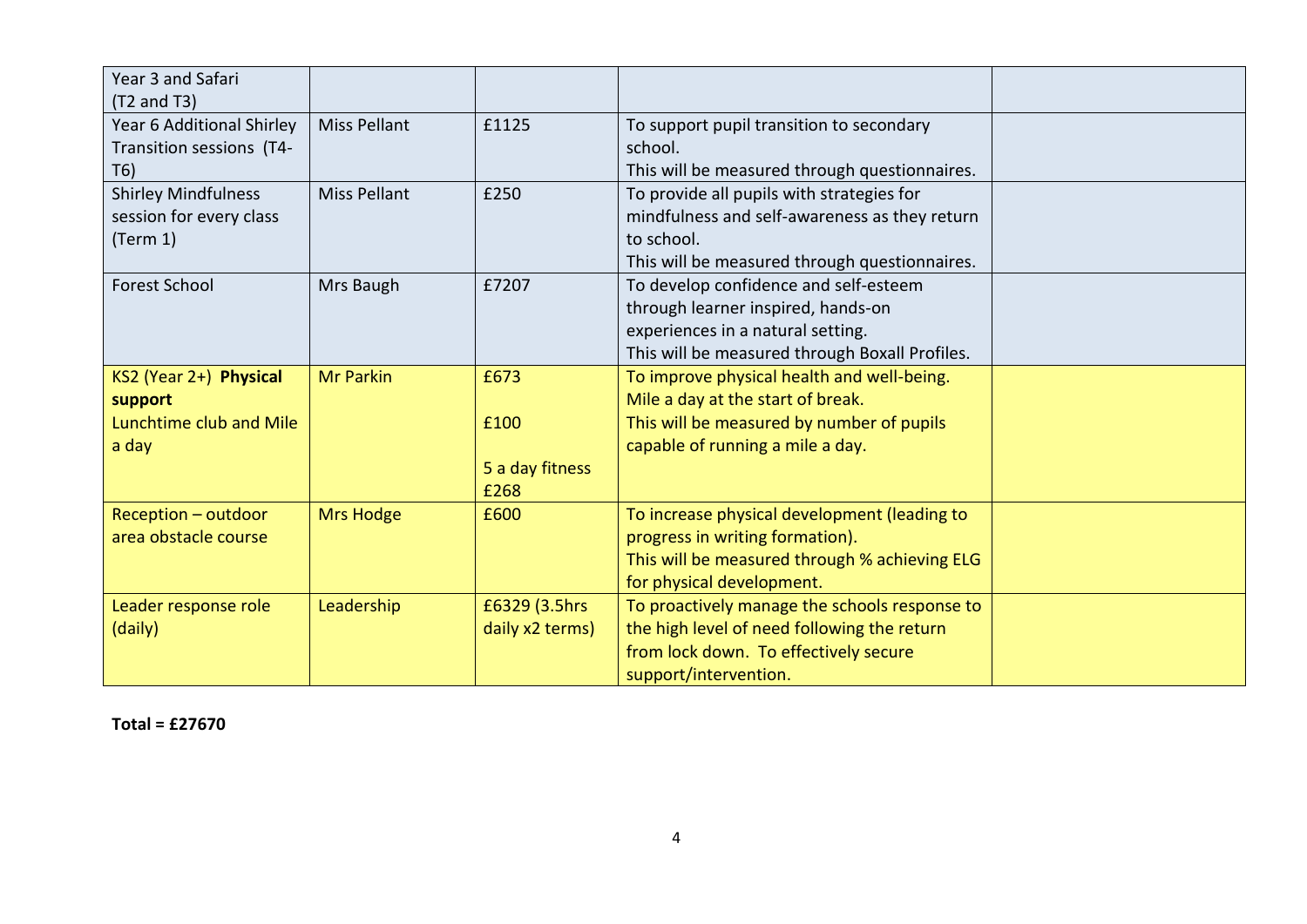| | | | | |
|---|---|---|---|---|
| Year 3 and Safari (T2 and T3) | | | | |
| Year 6 Additional Shirley Transition sessions (T4-T6) | Miss Pellant | £1125 | To support pupil transition to secondary school.<br>This will be measured through questionnaires. | |
| Shirley Mindfulness session for every class (Term 1) | Miss Pellant | £250 | To provide all pupils with strategies for mindfulness and self-awareness as they return to school.<br>This will be measured through questionnaires. | |
| Forest School | Mrs Baugh | £7207 | To develop confidence and self-esteem through learner inspired, hands-on experiences in a natural setting.<br>This will be measured through Boxall Profiles. | |
| KS2 (Year 2+) **Physical support**<br>Lunchtime club and Mile a day | Mr Parkin | £673<br><br>£100<br><br>5 a day fitness £268 | To improve physical health and well-being.<br>Mile a day at the start of break.<br>This will be measured by number of pupils capable of running a mile a day. | |
| Reception – outdoor area obstacle course | Mrs Hodge | £600 | To increase physical development (leading to progress in writing formation).<br>This will be measured through % achieving ELG for physical development. | |
| Leader response role (daily) | Leadership | £6329 (3.5hrs daily x2 terms) | To proactively manage the schools response to the high level of need following the return from lock down. To effectively secure support/intervention. | |

**Total = £27670**